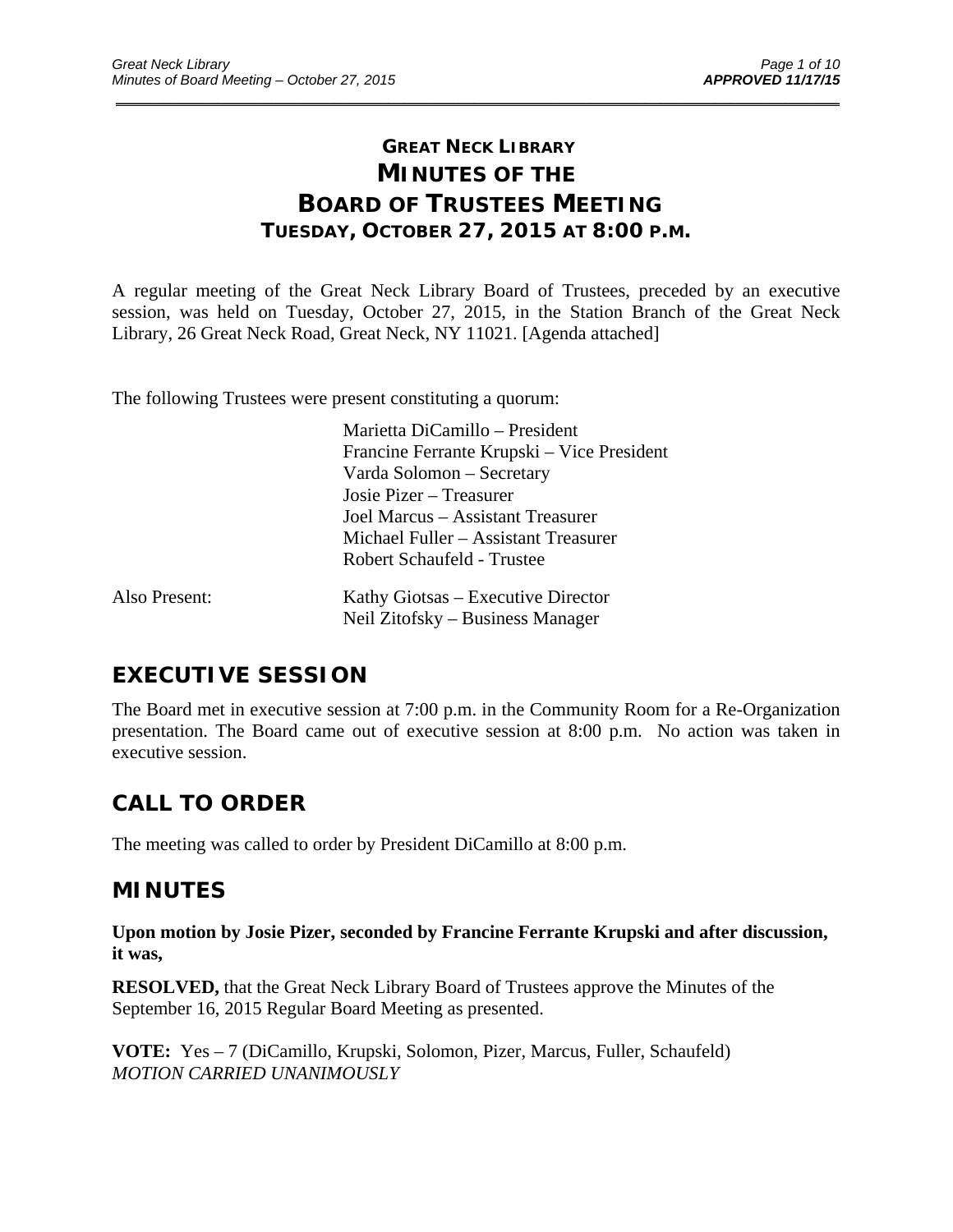# GREAT NECK LIBRARY
# MINUTES OF THE
# BOARD OF TRUSTEES MEETING
## TUESDAY, OCTOBER 27, 2015 AT 8:00 P.M.

A regular meeting of the Great Neck Library Board of Trustees, preceded by an executive session, was held on Tuesday, October 27, 2015, in the Station Branch of the Great Neck Library, 26 Great Neck Road, Great Neck, NY 11021. [Agenda attached]

The following Trustees were present constituting a quorum:

Marietta DiCamillo – President
Francine Ferrante Krupski – Vice President
Varda Solomon – Secretary
Josie Pizer – Treasurer
Joel Marcus – Assistant Treasurer
Michael Fuller – Assistant Treasurer
Robert Schaufeld - Trustee

Also Present: Kathy Giotsas – Executive Director
Neil Zitofsky – Business Manager

## EXECUTIVE SESSION

The Board met in executive session at 7:00 p.m. in the Community Room for a Re-Organization presentation. The Board came out of executive session at 8:00 p.m. No action was taken in executive session.

## CALL TO ORDER

The meeting was called to order by President DiCamillo at 8:00 p.m.

## MINUTES

**Upon motion by Josie Pizer, seconded by Francine Ferrante Krupski and after discussion, it was,**

**RESOLVED,** that the Great Neck Library Board of Trustees approve the Minutes of the September 16, 2015 Regular Board Meeting as presented.

**VOTE:** Yes – 7 (DiCamillo, Krupski, Solomon, Pizer, Marcus, Fuller, Schaufeld)
*MOTION CARRIED UNANIMOUSLY*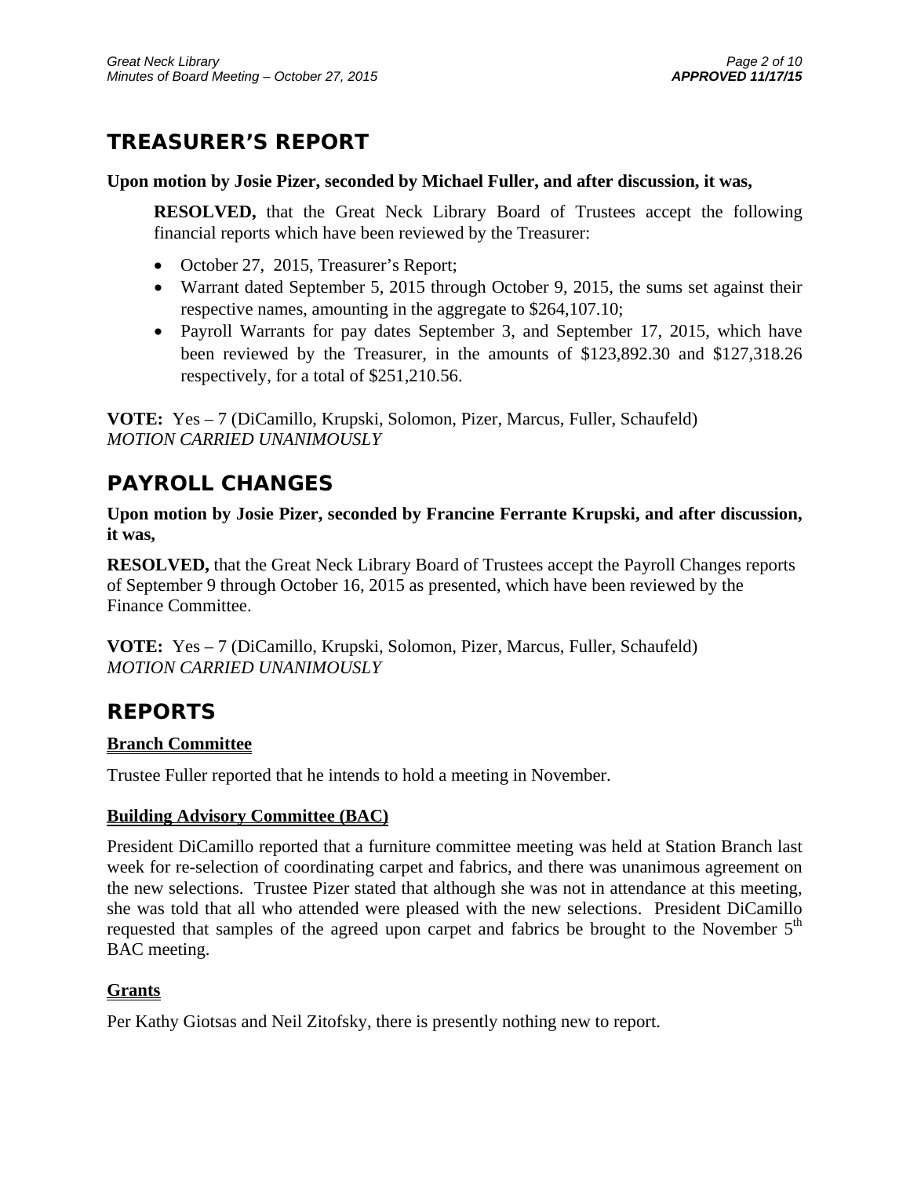## TREASURER'S REPORT

**Upon motion by Josie Pizer, seconded by Michael Fuller, and after discussion, it was,**

> **RESOLVED,** that the Great Neck Library Board of Trustees accept the following financial reports which have been reviewed by the Treasurer:
>
> - October 27, 2015, Treasurer's Report;
> - Warrant dated September 5, 2015 through October 9, 2015, the sums set against their respective names, amounting in the aggregate to $264,107.10;
> - Payroll Warrants for pay dates September 3, and September 17, 2015, which have been reviewed by the Treasurer, in the amounts of $123,892.30 and $127,318.26 respectively, for a total of $251,210.56.

**VOTE:** Yes – 7 (DiCamillo, Krupski, Solomon, Pizer, Marcus, Fuller, Schaufeld)
*MOTION CARRIED UNANIMOUSLY*

## PAYROLL CHANGES

**Upon motion by Josie Pizer, seconded by Francine Ferrante Krupski, and after discussion, it was,**

**RESOLVED,** that the Great Neck Library Board of Trustees accept the Payroll Changes reports of September 9 through October 16, 2015 as presented, which have been reviewed by the Finance Committee.

**VOTE:** Yes – 7 (DiCamillo, Krupski, Solomon, Pizer, Marcus, Fuller, Schaufeld)
*MOTION CARRIED UNANIMOUSLY*

## REPORTS

### Branch Committee

Trustee Fuller reported that he intends to hold a meeting in November.

### Building Advisory Committee (BAC)

President DiCamillo reported that a furniture committee meeting was held at Station Branch last week for re-selection of coordinating carpet and fabrics, and there was unanimous agreement on the new selections. Trustee Pizer stated that although she was not in attendance at this meeting, she was told that all who attended were pleased with the new selections. President DiCamillo requested that samples of the agreed upon carpet and fabrics be brought to the November 5th BAC meeting.

### Grants

Per Kathy Giotsas and Neil Zitofsky, there is presently nothing new to report.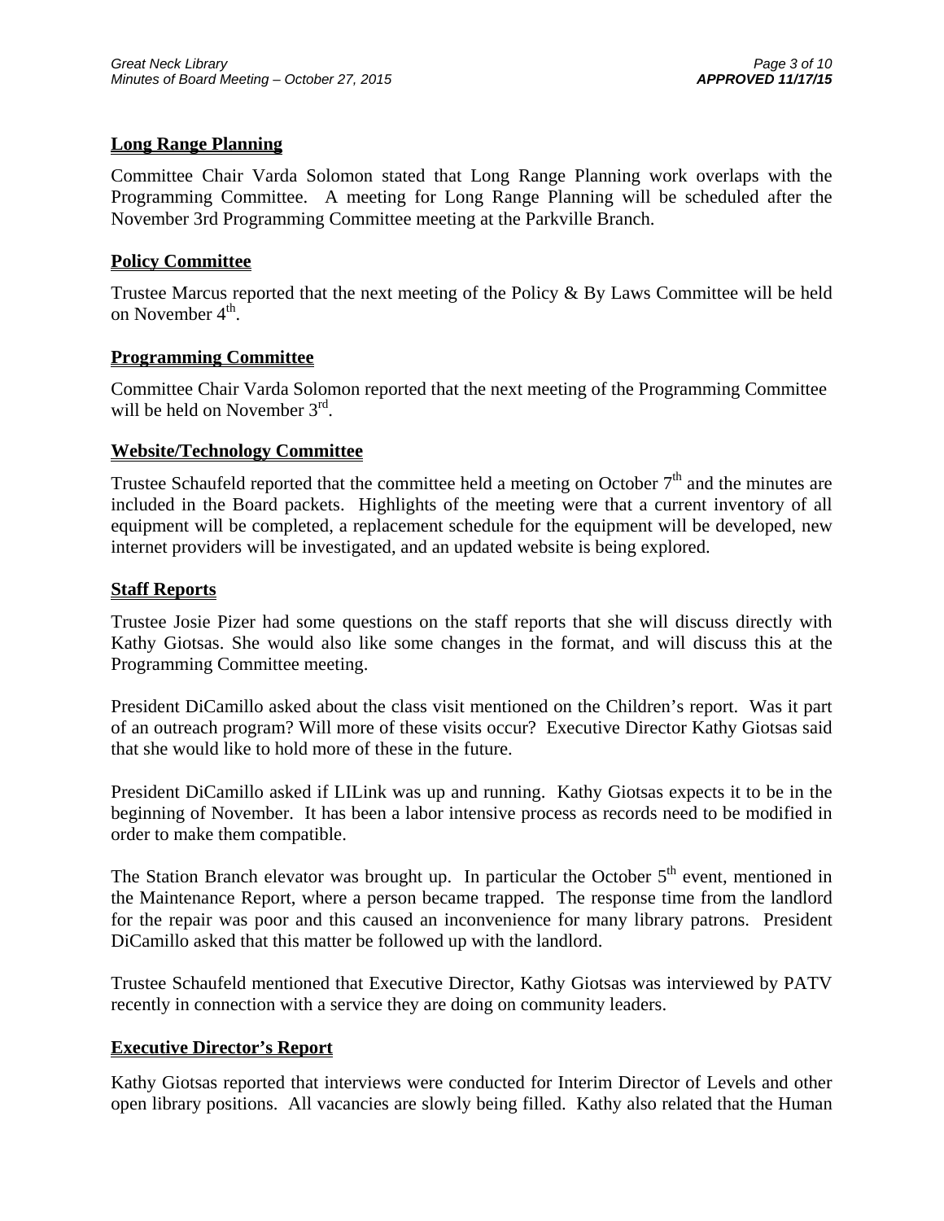## Long Range Planning

Committee Chair Varda Solomon stated that Long Range Planning work overlaps with the Programming Committee. A meeting for Long Range Planning will be scheduled after the November 3rd Programming Committee meeting at the Parkville Branch.

## Policy Committee

Trustee Marcus reported that the next meeting of the Policy & By Laws Committee will be held on November 4th.

## Programming Committee

Committee Chair Varda Solomon reported that the next meeting of the Programming Committee will be held on November 3rd.

## Website/Technology Committee

Trustee Schaufeld reported that the committee held a meeting on October 7th and the minutes are included in the Board packets. Highlights of the meeting were that a current inventory of all equipment will be completed, a replacement schedule for the equipment will be developed, new internet providers will be investigated, and an updated website is being explored.

## Staff Reports

Trustee Josie Pizer had some questions on the staff reports that she will discuss directly with Kathy Giotsas. She would also like some changes in the format, and will discuss this at the Programming Committee meeting.

President DiCamillo asked about the class visit mentioned on the Children's report. Was it part of an outreach program? Will more of these visits occur? Executive Director Kathy Giotsas said that she would like to hold more of these in the future.

President DiCamillo asked if LILink was up and running. Kathy Giotsas expects it to be in the beginning of November. It has been a labor intensive process as records need to be modified in order to make them compatible.

The Station Branch elevator was brought up. In particular the October 5th event, mentioned in the Maintenance Report, where a person became trapped. The response time from the landlord for the repair was poor and this caused an inconvenience for many library patrons. President DiCamillo asked that this matter be followed up with the landlord.

Trustee Schaufeld mentioned that Executive Director, Kathy Giotsas was interviewed by PATV recently in connection with a service they are doing on community leaders.

## Executive Director's Report

Kathy Giotsas reported that interviews were conducted for Interim Director of Levels and other open library positions. All vacancies are slowly being filled. Kathy also related that the Human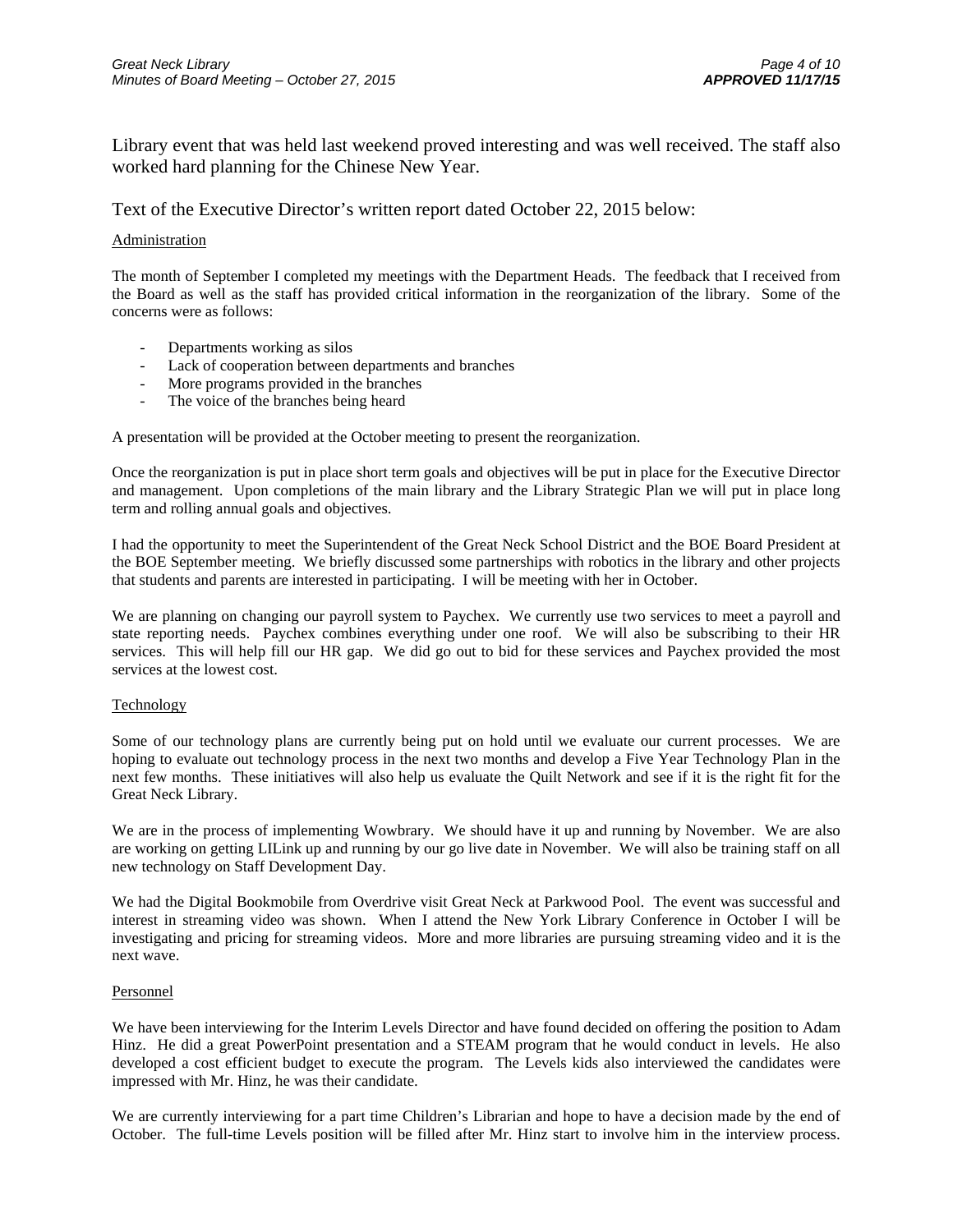Library event that was held last weekend proved interesting and was well received. The staff also worked hard planning for the Chinese New Year.

Text of the Executive Director's written report dated October 22, 2015 below:

Administration

The month of September I completed my meetings with the Department Heads. The feedback that I received from the Board as well as the staff has provided critical information in the reorganization of the library. Some of the concerns were as follows:

- Departments working as silos
- Lack of cooperation between departments and branches
- More programs provided in the branches
- The voice of the branches being heard

A presentation will be provided at the October meeting to present the reorganization.

Once the reorganization is put in place short term goals and objectives will be put in place for the Executive Director and management. Upon completions of the main library and the Library Strategic Plan we will put in place long term and rolling annual goals and objectives.

I had the opportunity to meet the Superintendent of the Great Neck School District and the BOE Board President at the BOE September meeting. We briefly discussed some partnerships with robotics in the library and other projects that students and parents are interested in participating. I will be meeting with her in October.

We are planning on changing our payroll system to Paychex. We currently use two services to meet a payroll and state reporting needs. Paychex combines everything under one roof. We will also be subscribing to their HR services. This will help fill our HR gap. We did go out to bid for these services and Paychex provided the most services at the lowest cost.

Technology

Some of our technology plans are currently being put on hold until we evaluate our current processes. We are hoping to evaluate out technology process in the next two months and develop a Five Year Technology Plan in the next few months. These initiatives will also help us evaluate the Quilt Network and see if it is the right fit for the Great Neck Library.

We are in the process of implementing Wowbrary. We should have it up and running by November. We are also are working on getting LILink up and running by our go live date in November. We will also be training staff on all new technology on Staff Development Day.

We had the Digital Bookmobile from Overdrive visit Great Neck at Parkwood Pool. The event was successful and interest in streaming video was shown. When I attend the New York Library Conference in October I will be investigating and pricing for streaming videos. More and more libraries are pursuing streaming video and it is the next wave.

Personnel

We have been interviewing for the Interim Levels Director and have found decided on offering the position to Adam Hinz. He did a great PowerPoint presentation and a STEAM program that he would conduct in levels. He also developed a cost efficient budget to execute the program. The Levels kids also interviewed the candidates were impressed with Mr. Hinz, he was their candidate.

We are currently interviewing for a part time Children's Librarian and hope to have a decision made by the end of October. The full-time Levels position will be filled after Mr. Hinz start to involve him in the interview process.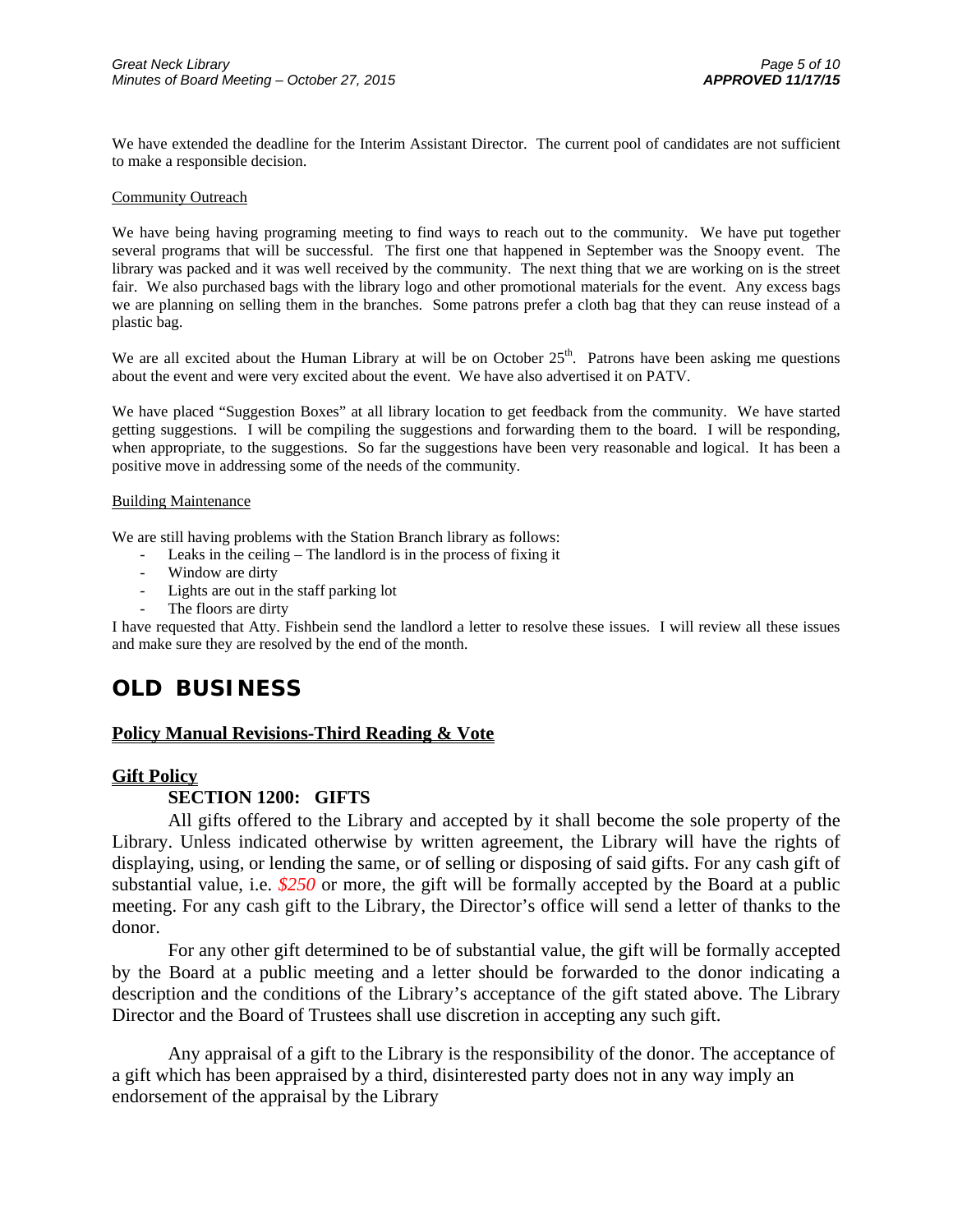We have extended the deadline for the Interim Assistant Director. The current pool of candidates are not sufficient to make a responsible decision.

Community Outreach

We have being having programing meeting to find ways to reach out to the community. We have put together several programs that will be successful. The first one that happened in September was the Snoopy event. The library was packed and it was well received by the community. The next thing that we are working on is the street fair. We also purchased bags with the library logo and other promotional materials for the event. Any excess bags we are planning on selling them in the branches. Some patrons prefer a cloth bag that they can reuse instead of a plastic bag.

We are all excited about the Human Library at will be on October 25th. Patrons have been asking me questions about the event and were very excited about the event. We have also advertised it on PATV.

We have placed "Suggestion Boxes" at all library location to get feedback from the community. We have started getting suggestions. I will be compiling the suggestions and forwarding them to the board. I will be responding, when appropriate, to the suggestions. So far the suggestions have been very reasonable and logical. It has been a positive move in addressing some of the needs of the community.

Building Maintenance

We are still having problems with the Station Branch library as follows:

- Leaks in the ceiling – The landlord is in the process of fixing it
- Window are dirty
- Lights are out in the staff parking lot
- The floors are dirty

I have requested that Atty. Fishbein send the landlord a letter to resolve these issues. I will review all these issues and make sure they are resolved by the end of the month.

# OLD BUSINESS

## Policy Manual Revisions-Third Reading & Vote

## Gift Policy

### SECTION 1200: GIFTS

All gifts offered to the Library and accepted by it shall become the sole property of the Library. Unless indicated otherwise by written agreement, the Library will have the rights of displaying, using, or lending the same, or of selling or disposing of said gifts. For any cash gift of substantial value, i.e. *$250* or more, the gift will be formally accepted by the Board at a public meeting. For any cash gift to the Library, the Director's office will send a letter of thanks to the donor.

For any other gift determined to be of substantial value, the gift will be formally accepted by the Board at a public meeting and a letter should be forwarded to the donor indicating a description and the conditions of the Library's acceptance of the gift stated above. The Library Director and the Board of Trustees shall use discretion in accepting any such gift.

Any appraisal of a gift to the Library is the responsibility of the donor. The acceptance of a gift which has been appraised by a third, disinterested party does not in any way imply an endorsement of the appraisal by the Library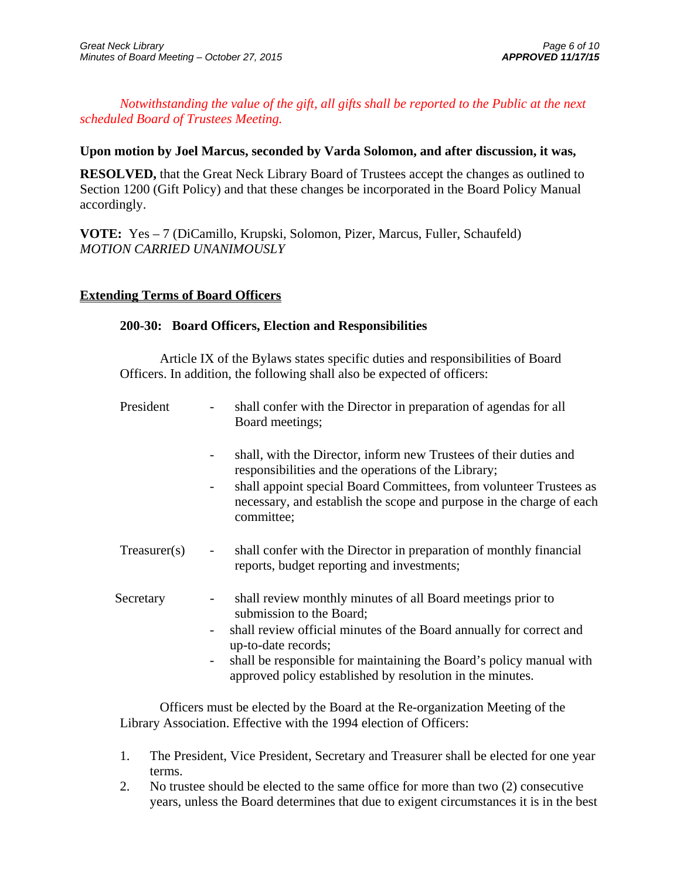*Notwithstanding the value of the gift, all gifts shall be reported to the Public at the next scheduled Board of Trustees Meeting.*

**Upon motion by Joel Marcus, seconded by Varda Solomon, and after discussion, it was,**

**RESOLVED,** that the Great Neck Library Board of Trustees accept the changes as outlined to Section 1200 (Gift Policy) and that these changes be incorporated in the Board Policy Manual accordingly.

**VOTE:** Yes – 7 (DiCamillo, Krupski, Solomon, Pizer, Marcus, Fuller, Schaufeld)
*MOTION CARRIED UNANIMOUSLY*

## Extending Terms of Board Officers

### 200-30: Board Officers, Election and Responsibilities

Article IX of the Bylaws states specific duties and responsibilities of Board Officers. In addition, the following shall also be expected of officers:

President
- shall confer with the Director in preparation of agendas for all Board meetings;
- shall, with the Director, inform new Trustees of their duties and responsibilities and the operations of the Library;
- shall appoint special Board Committees, from volunteer Trustees as necessary, and establish the scope and purpose in the charge of each committee;

Treasurer(s)
- shall confer with the Director in preparation of monthly financial reports, budget reporting and investments;

Secretary
- shall review monthly minutes of all Board meetings prior to submission to the Board;
- shall review official minutes of the Board annually for correct and up-to-date records;
- shall be responsible for maintaining the Board's policy manual with approved policy established by resolution in the minutes.

Officers must be elected by the Board at the Re-organization Meeting of the Library Association. Effective with the 1994 election of Officers:

1. The President, Vice President, Secretary and Treasurer shall be elected for one year terms.
2. No trustee should be elected to the same office for more than two (2) consecutive years, unless the Board determines that due to exigent circumstances it is in the best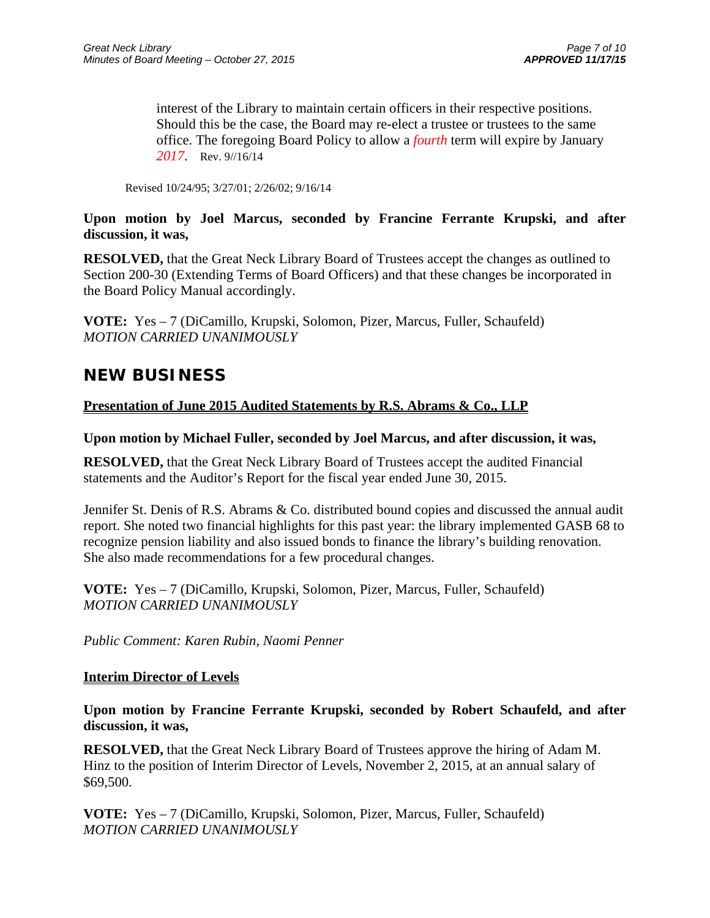interest of the Library to maintain certain officers in their respective positions. Should this be the case, the Board may re-elect a trustee or trustees to the same office. The foregoing Board Policy to allow a *fourth* term will expire by January *2017*. Rev. 9//16/14

Revised 10/24/95; 3/27/01; 2/26/02; 9/16/14

**Upon motion by Joel Marcus, seconded by Francine Ferrante Krupski, and after discussion, it was,**

**RESOLVED,** that the Great Neck Library Board of Trustees accept the changes as outlined to Section 200-30 (Extending Terms of Board Officers) and that these changes be incorporated in the Board Policy Manual accordingly.

**VOTE:** Yes – 7 (DiCamillo, Krupski, Solomon, Pizer, Marcus, Fuller, Schaufeld)
*MOTION CARRIED UNANIMOUSLY*

## NEW BUSINESS

**Presentation of June 2015 Audited Statements by R.S. Abrams & Co., LLP**

**Upon motion by Michael Fuller, seconded by Joel Marcus, and after discussion, it was,**

**RESOLVED,** that the Great Neck Library Board of Trustees accept the audited Financial statements and the Auditor's Report for the fiscal year ended June 30, 2015.

Jennifer St. Denis of R.S. Abrams & Co. distributed bound copies and discussed the annual audit report. She noted two financial highlights for this past year: the library implemented GASB 68 to recognize pension liability and also issued bonds to finance the library's building renovation. She also made recommendations for a few procedural changes.

**VOTE:** Yes – 7 (DiCamillo, Krupski, Solomon, Pizer, Marcus, Fuller, Schaufeld)
*MOTION CARRIED UNANIMOUSLY*

*Public Comment: Karen Rubin, Naomi Penner*

**Interim Director of Levels**

**Upon motion by Francine Ferrante Krupski, seconded by Robert Schaufeld, and after discussion, it was,**

**RESOLVED,** that the Great Neck Library Board of Trustees approve the hiring of Adam M. Hinz to the position of Interim Director of Levels, November 2, 2015, at an annual salary of $69,500.

**VOTE:** Yes – 7 (DiCamillo, Krupski, Solomon, Pizer, Marcus, Fuller, Schaufeld)
*MOTION CARRIED UNANIMOUSLY*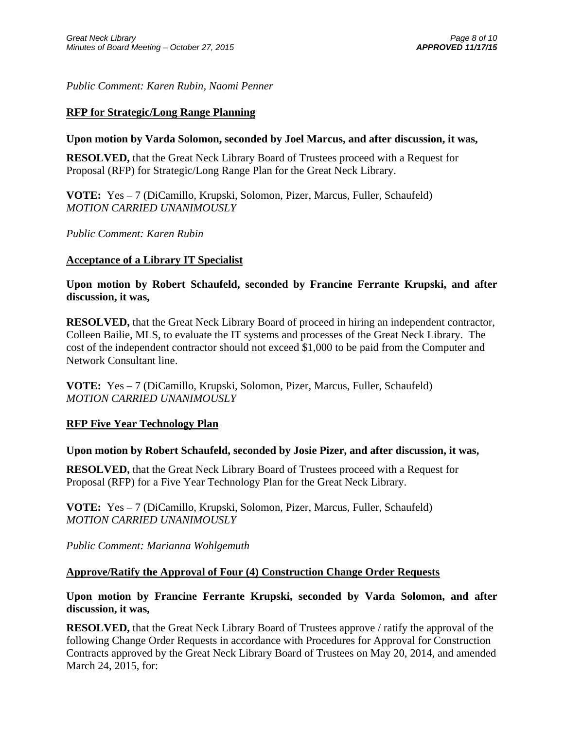*Public Comment: Karen Rubin, Naomi Penner*

## RFP for Strategic/Long Range Planning

**Upon motion by Varda Solomon, seconded by Joel Marcus, and after discussion, it was,**

**RESOLVED,** that the Great Neck Library Board of Trustees proceed with a Request for Proposal (RFP) for Strategic/Long Range Plan for the Great Neck Library.

**VOTE:** Yes – 7 (DiCamillo, Krupski, Solomon, Pizer, Marcus, Fuller, Schaufeld)
*MOTION CARRIED UNANIMOUSLY*

*Public Comment: Karen Rubin*

## Acceptance of a Library IT Specialist

**Upon motion by Robert Schaufeld, seconded by Francine Ferrante Krupski, and after discussion, it was,**

**RESOLVED,** that the Great Neck Library Board of proceed in hiring an independent contractor, Colleen Bailie, MLS, to evaluate the IT systems and processes of the Great Neck Library. The cost of the independent contractor should not exceed $1,000 to be paid from the Computer and Network Consultant line.

**VOTE:** Yes – 7 (DiCamillo, Krupski, Solomon, Pizer, Marcus, Fuller, Schaufeld)
*MOTION CARRIED UNANIMOUSLY*

## RFP Five Year Technology Plan

**Upon motion by Robert Schaufeld, seconded by Josie Pizer, and after discussion, it was,**

**RESOLVED,** that the Great Neck Library Board of Trustees proceed with a Request for Proposal (RFP) for a Five Year Technology Plan for the Great Neck Library.

**VOTE:** Yes – 7 (DiCamillo, Krupski, Solomon, Pizer, Marcus, Fuller, Schaufeld)
*MOTION CARRIED UNANIMOUSLY*

*Public Comment: Marianna Wohlgemuth*

## Approve/Ratify the Approval of Four (4) Construction Change Order Requests

**Upon motion by Francine Ferrante Krupski, seconded by Varda Solomon, and after discussion, it was,**

**RESOLVED,** that the Great Neck Library Board of Trustees approve / ratify the approval of the following Change Order Requests in accordance with Procedures for Approval for Construction Contracts approved by the Great Neck Library Board of Trustees on May 20, 2014, and amended March 24, 2015, for: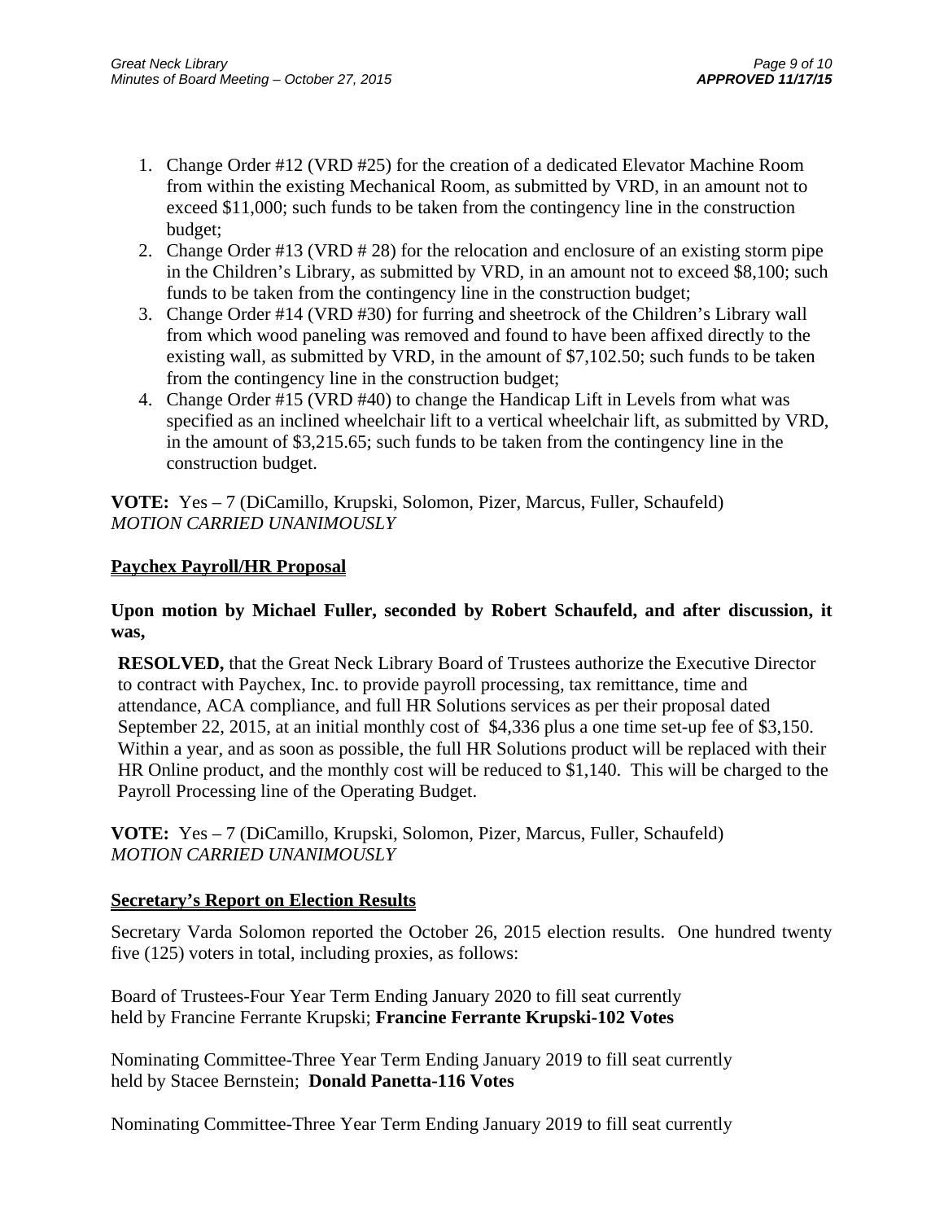1. Change Order #12 (VRD #25) for the creation of a dedicated Elevator Machine Room from within the existing Mechanical Room, as submitted by VRD, in an amount not to exceed $11,000; such funds to be taken from the contingency line in the construction budget;
2. Change Order #13 (VRD # 28) for the relocation and enclosure of an existing storm pipe in the Children's Library, as submitted by VRD, in an amount not to exceed $8,100; such funds to be taken from the contingency line in the construction budget;
3. Change Order #14 (VRD #30) for furring and sheetrock of the Children's Library wall from which wood paneling was removed and found to have been affixed directly to the existing wall, as submitted by VRD, in the amount of $7,102.50; such funds to be taken from the contingency line in the construction budget;
4. Change Order #15 (VRD #40) to change the Handicap Lift in Levels from what was specified as an inclined wheelchair lift to a vertical wheelchair lift, as submitted by VRD, in the amount of $3,215.65; such funds to be taken from the contingency line in the construction budget.

**VOTE:** Yes – 7 (DiCamillo, Krupski, Solomon, Pizer, Marcus, Fuller, Schaufeld)
*MOTION CARRIED UNANIMOUSLY*

## Paychex Payroll/HR Proposal

**Upon motion by Michael Fuller, seconded by Robert Schaufeld, and after discussion, it was,**

**RESOLVED,** that the Great Neck Library Board of Trustees authorize the Executive Director to contract with Paychex, Inc. to provide payroll processing, tax remittance, time and attendance, ACA compliance, and full HR Solutions services as per their proposal dated September 22, 2015, at an initial monthly cost of $4,336 plus a one time set-up fee of $3,150. Within a year, and as soon as possible, the full HR Solutions product will be replaced with their HR Online product, and the monthly cost will be reduced to $1,140. This will be charged to the Payroll Processing line of the Operating Budget.

**VOTE:** Yes – 7 (DiCamillo, Krupski, Solomon, Pizer, Marcus, Fuller, Schaufeld)
*MOTION CARRIED UNANIMOUSLY*

## Secretary's Report on Election Results

Secretary Varda Solomon reported the October 26, 2015 election results. One hundred twenty five (125) voters in total, including proxies, as follows:

Board of Trustees-Four Year Term Ending January 2020 to fill seat currently held by Francine Ferrante Krupski; **Francine Ferrante Krupski-102 Votes**

Nominating Committee-Three Year Term Ending January 2019 to fill seat currently held by Stacee Bernstein; **Donald Panetta-116 Votes**

Nominating Committee-Three Year Term Ending January 2019 to fill seat currently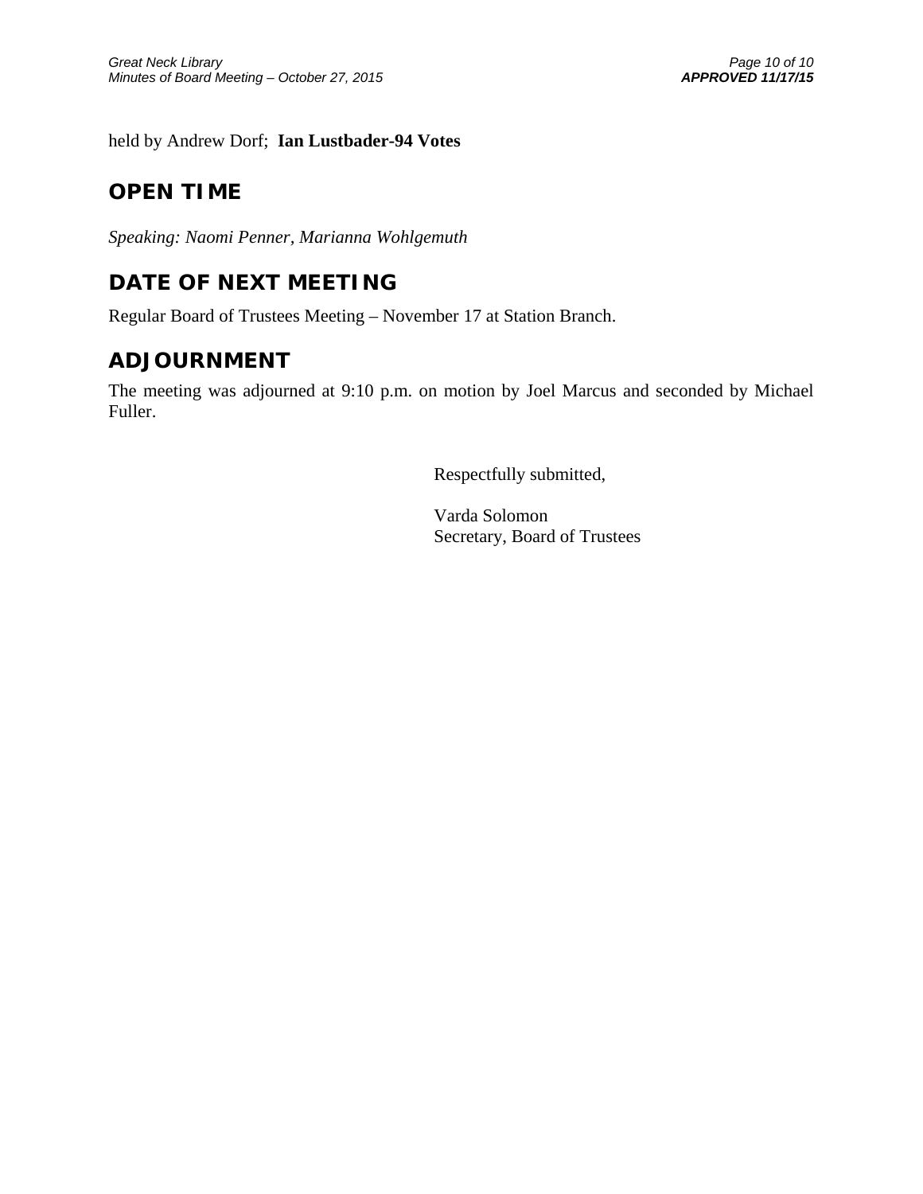held by Andrew Dorf; **Ian Lustbader-94 Votes**

## OPEN TIME

*Speaking: Naomi Penner, Marianna Wohlgemuth*

## DATE OF NEXT MEETING

Regular Board of Trustees Meeting – November 17 at Station Branch.

## ADJOURNMENT

The meeting was adjourned at 9:10 p.m. on motion by Joel Marcus and seconded by Michael Fuller.

Respectfully submitted,

Varda Solomon
Secretary, Board of Trustees